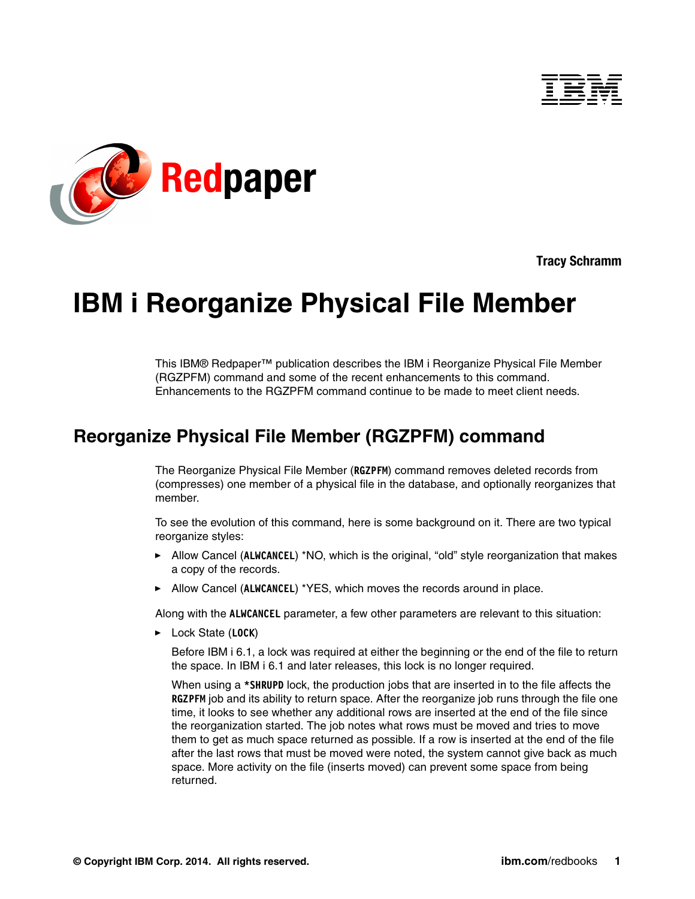Tracy Schramm

# IBM i Reorganize Physical File Member

This IBM® Redpaper™ publication describes the IBM i Reorganize Physical File Member (RGZPFM) command and some of the recent enhancements to this command. Enhancements to the RGZPFM command continue to be made to meet client needs.

## Reorganize Physical File Member (RGZPFM) command

The Reorganize Physical File Member (**RGZPFM**) command removes deleted records from (compresses) one member of a physical file in the database, and optionally reorganizes that member.

To see the evolution of this command, here is some background on it. There are two typical reorganize styles:

- Allow Cancel (**ALWCANCEL**) *NO, which is the original, "old" style reorganization that makes a copy of the records.
- Allow Cancel (**ALWCANCEL**) *YES, which moves the records around in place.

Along with the **ALWCANCEL** parameter, a few other parameters are relevant to this situation:

- Lock State (**LOCK**)

  Before IBM i 6.1, a lock was required at either the beginning or the end of the file to return the space. In IBM i 6.1 and later releases, this lock is no longer required.

  When using a ***SHRUPD** lock, the production jobs that are inserted in to the file affects the **RGZPFM** job and its ability to return space. After the reorganize job runs through the file one time, it looks to see whether any additional rows are inserted at the end of the file since the reorganization started. The job notes what rows must be moved and tries to move them to get as much space returned as possible. If a row is inserted at the end of the file after the last rows that must be moved were noted, the system cannot give back as much space. More activity on the file (inserts moved) can prevent some space from being returned.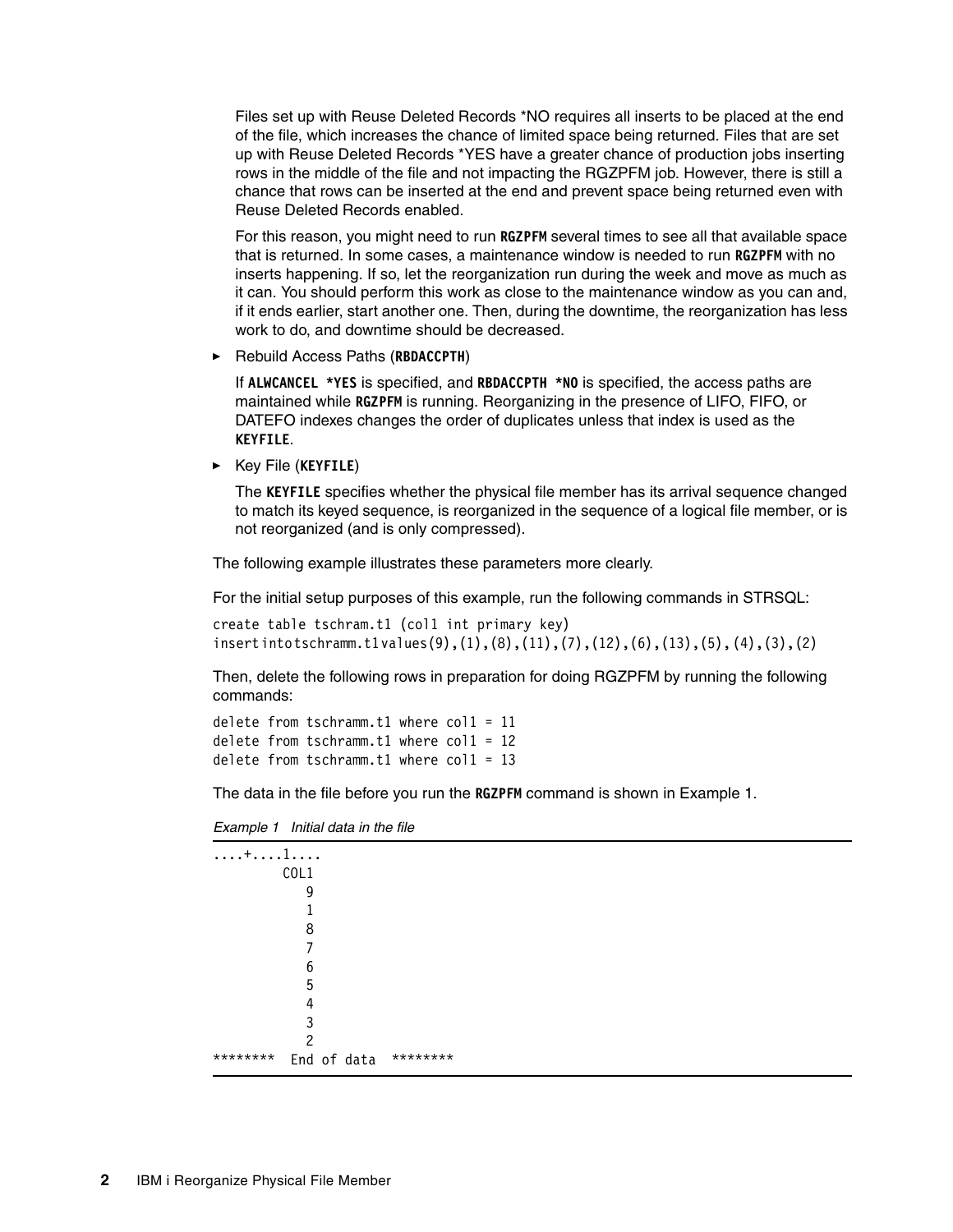Files set up with Reuse Deleted Records *NO requires all inserts to be placed at the end of the file, which increases the chance of limited space being returned. Files that are set up with Reuse Deleted Records *YES have a greater chance of production jobs inserting rows in the middle of the file and not impacting the RGZPFM job. However, there is still a chance that rows can be inserted at the end and prevent space being returned even with Reuse Deleted Records enabled.

For this reason, you might need to run **RGZPFM** several times to see all that available space that is returned. In some cases, a maintenance window is needed to run **RGZPFM** with no inserts happening. If so, let the reorganization run during the week and move as much as it can. You should perform this work as close to the maintenance window as you can and, if it ends earlier, start another one. Then, during the downtime, the reorganization has less work to do, and downtime should be decreased.

- Rebuild Access Paths (**RBDACCPTH**)

  If **ALWCANCEL *YES** is specified, and **RBDACCPTH *NO** is specified, the access paths are maintained while **RGZPFM** is running. Reorganizing in the presence of LIFO, FIFO, or DATEFO indexes changes the order of duplicates unless that index is used as the **KEYFILE**.

- Key File (**KEYFILE**)

  The **KEYFILE** specifies whether the physical file member has its arrival sequence changed to match its keyed sequence, is reorganized in the sequence of a logical file member, or is not reorganized (and is only compressed).

The following example illustrates these parameters more clearly.

For the initial setup purposes of this example, run the following commands in STRSQL:

```
create table tschram.t1 (col1 int primary key)
insertintotschramm.t1values(9),(1),(8),(11),(7),(12),(6),(13),(5),(4),(3),(2)
```

Then, delete the following rows in preparation for doing RGZPFM by running the following commands:

```
delete from tschramm.t1 where col1 = 11
delete from tschramm.t1 where col1 = 12
delete from tschramm.t1 where col1 = 13
```

The data in the file before you run the **RGZPFM** command is shown in Example 1.

*Example 1 Initial data in the file*

```
....+....1....
         COL1
            9
            1
            8
            7
            6
            5
            4
            3
            2
********  End of data  ********
```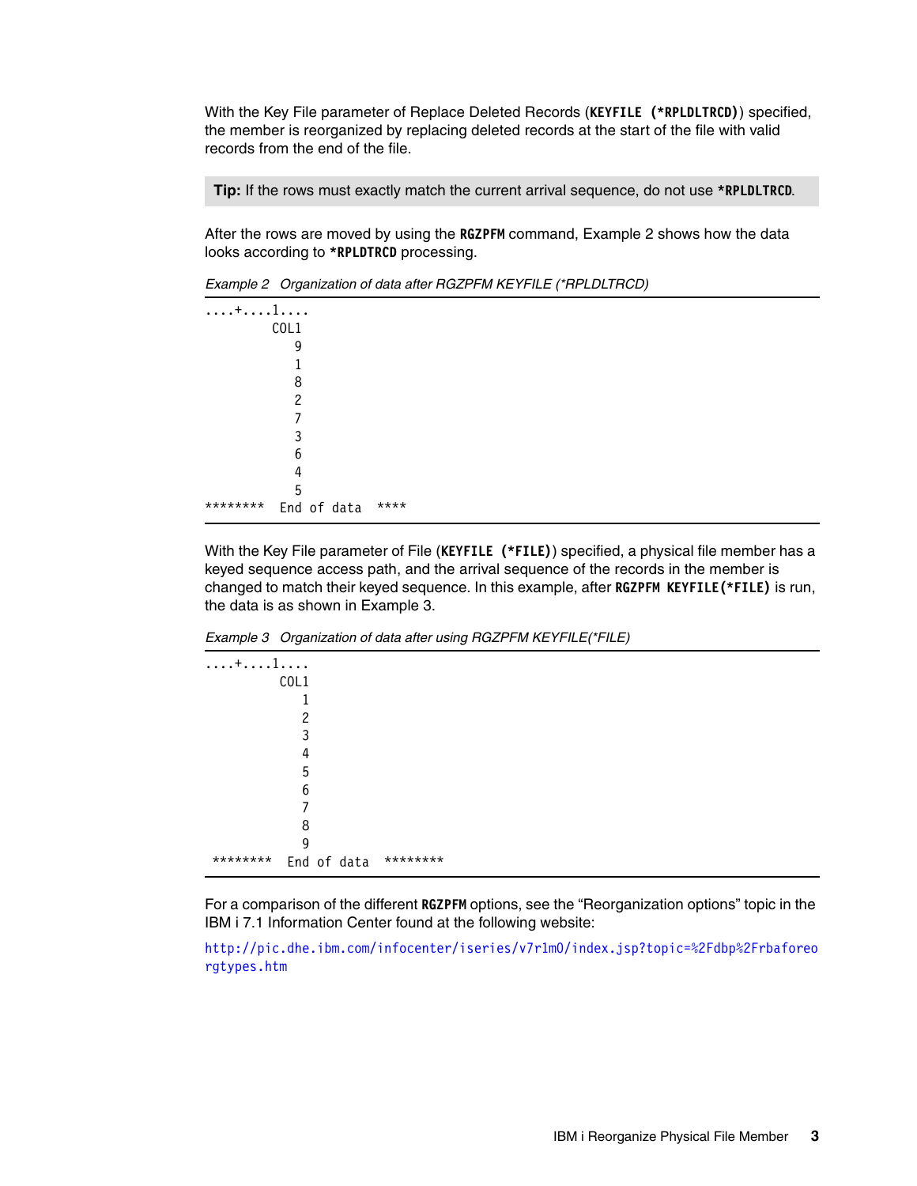With the Key File parameter of Replace Deleted Records (**KEYFILE (*RPLDLTRCD)**) specified, the member is reorganized by replacing deleted records at the start of the file with valid records from the end of the file.

> **Tip:** If the rows must exactly match the current arrival sequence, do not use ***RPLDLTRCD**.

After the rows are moved by using the **RGZPFM** command, Example 2 shows how the data looks according to ***RPLDTRCD** processing.

*Example 2 Organization of data after RGZPFM KEYFILE (*RPLDLTRCD)*

```
....+....1....
        COL1
           9
           1
           8
           2
           7
           3
           6
           4
           5
********  End of data  ****
```

With the Key File parameter of File (**KEYFILE (*FILE)**) specified, a physical file member has a keyed sequence access path, and the arrival sequence of the records in the member is changed to match their keyed sequence. In this example, after **RGZPFM KEYFILE(*FILE)** is run, the data is as shown in Example 3.

*Example 3 Organization of data after using RGZPFM KEYFILE(*FILE)*

```
....+....1....
         COL1
            1
            2
            3
            4
            5
            6
            7
            8
            9
 ********  End of data  ********
```

For a comparison of the different **RGZPFM** options, see the "Reorganization options" topic in the IBM i 7.1 Information Center found at the following website:

http://pic.dhe.ibm.com/infocenter/iseries/v7r1m0/index.jsp?topic=%2Fdbp%2Frbaforeorgtypes.htm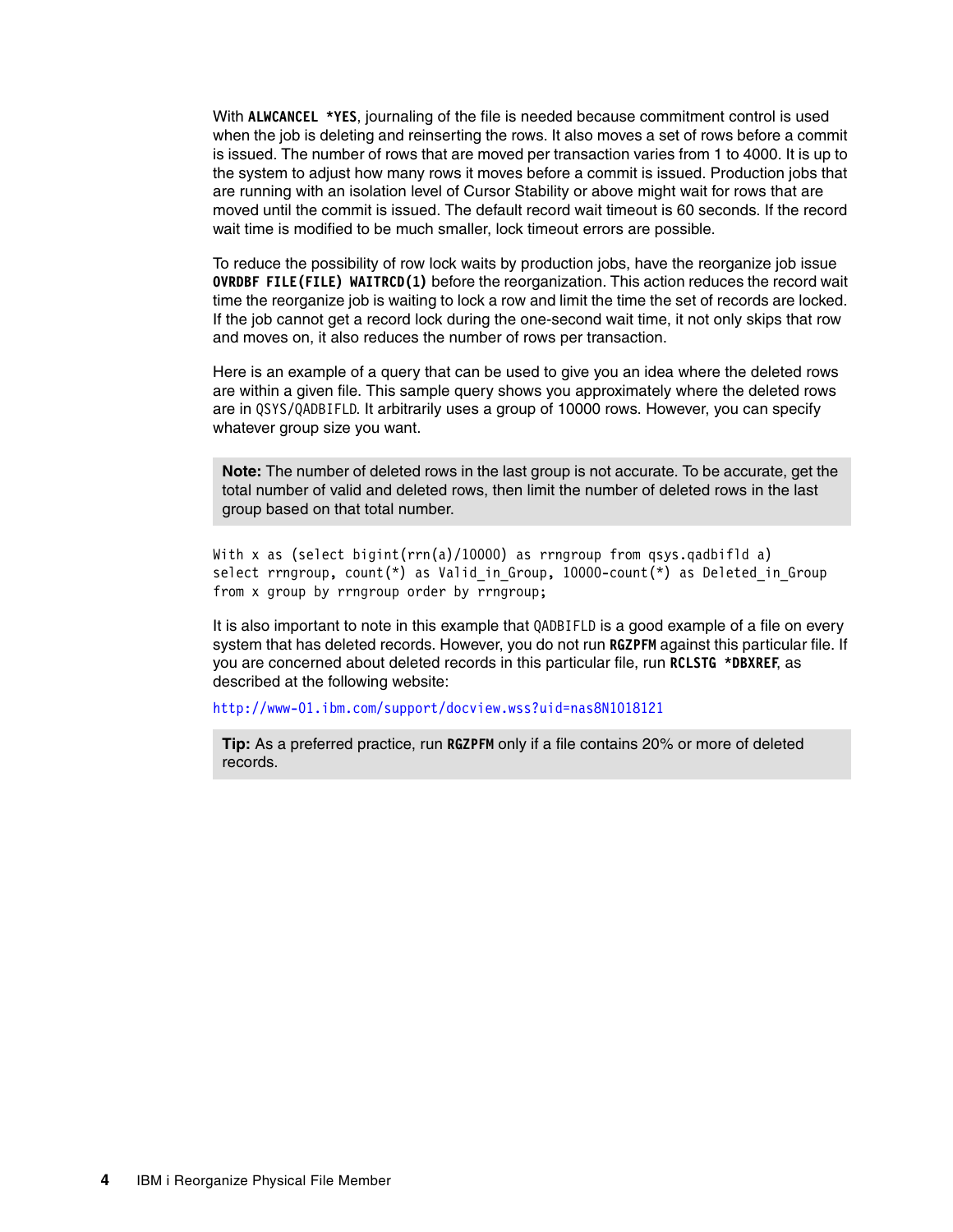With **ALWCANCEL *YES**, journaling of the file is needed because commitment control is used when the job is deleting and reinserting the rows. It also moves a set of rows before a commit is issued. The number of rows that are moved per transaction varies from 1 to 4000. It is up to the system to adjust how many rows it moves before a commit is issued. Production jobs that are running with an isolation level of Cursor Stability or above might wait for rows that are moved until the commit is issued. The default record wait timeout is 60 seconds. If the record wait time is modified to be much smaller, lock timeout errors are possible.

To reduce the possibility of row lock waits by production jobs, have the reorganize job issue **OVRDBF FILE(FILE) WAITRCD(1)** before the reorganization. This action reduces the record wait time the reorganize job is waiting to lock a row and limit the time the set of records are locked. If the job cannot get a record lock during the one-second wait time, it not only skips that row and moves on, it also reduces the number of rows per transaction.

Here is an example of a query that can be used to give you an idea where the deleted rows are within a given file. This sample query shows you approximately where the deleted rows are in `QSYS/QADBIFLD`. It arbitrarily uses a group of 10000 rows. However, you can specify whatever group size you want.

> **Note:** The number of deleted rows in the last group is not accurate. To be accurate, get the total number of valid and deleted rows, then limit the number of deleted rows in the last group based on that total number.

```
With x as (select bigint(rrn(a)/10000) as rrngroup from qsys.qadbifld a)
select rrngroup, count(*) as Valid_in_Group, 10000-count(*) as Deleted_in_Group
from x group by rrngroup order by rrngroup;
```

It is also important to note in this example that `QADBIFLD` is a good example of a file on every system that has deleted records. However, you do not run **RGZPFM** against this particular file. If you are concerned about deleted records in this particular file, run **RCLSTG *DBXREF**, as described at the following website:

http://www-01.ibm.com/support/docview.wss?uid=nas8N1018121

> **Tip:** As a preferred practice, run **RGZPFM** only if a file contains 20% or more of deleted records.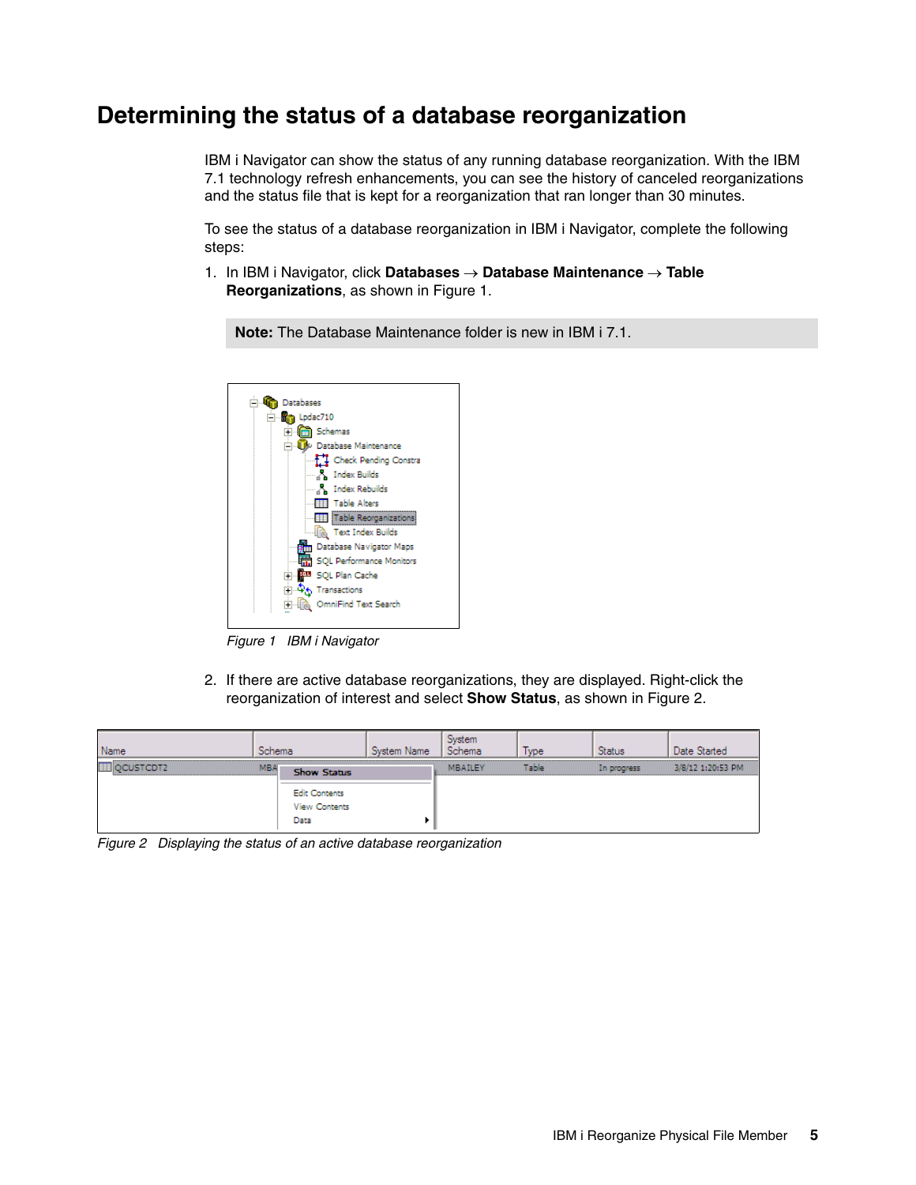# Determining the status of a database reorganization

IBM i Navigator can show the status of any running database reorganization. With the IBM 7.1 technology refresh enhancements, you can see the history of canceled reorganizations and the status file that is kept for a reorganization that ran longer than 30 minutes.

To see the status of a database reorganization in IBM i Navigator, complete the following steps:

1. In IBM i Navigator, click **Databases** → **Database Maintenance** → **Table Reorganizations**, as shown in Figure 1.

   > **Note:** The Database Maintenance folder is new in IBM i 7.1.

   *Figure 1 IBM i Navigator*

2. If there are active database reorganizations, they are displayed. Right-click the reorganization of interest and select **Show Status**, as shown in Figure 2.

*Figure 2 Displaying the status of an active database reorganization*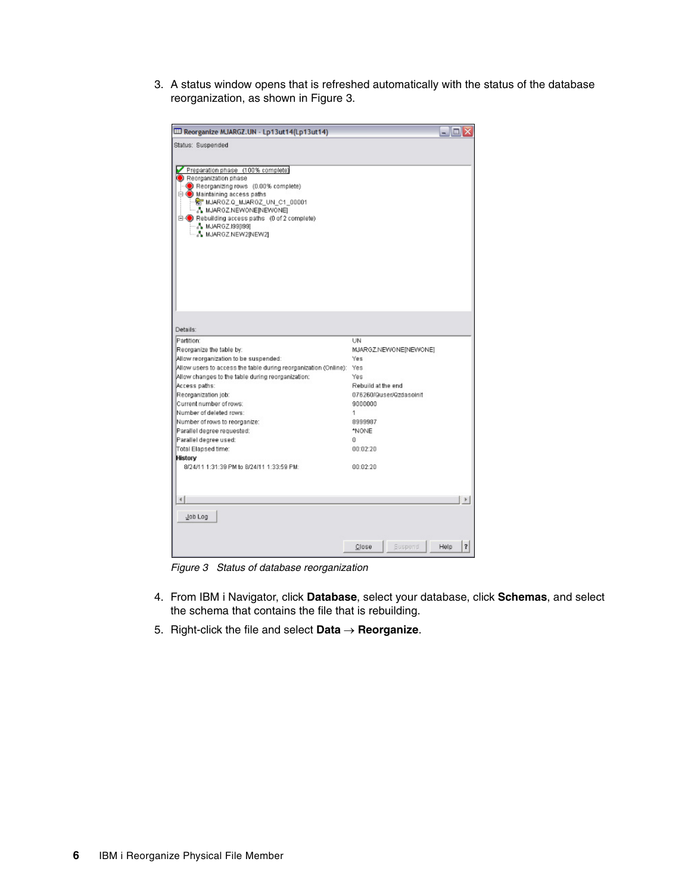3. A status window opens that is refreshed automatically with the status of the database reorganization, as shown in Figure 3.

*Figure 3 Status of database reorganization*

4. From IBM i Navigator, click **Database**, select your database, click **Schemas**, and select the schema that contains the file that is rebuilding.
5. Right-click the file and select **Data** → **Reorganize**.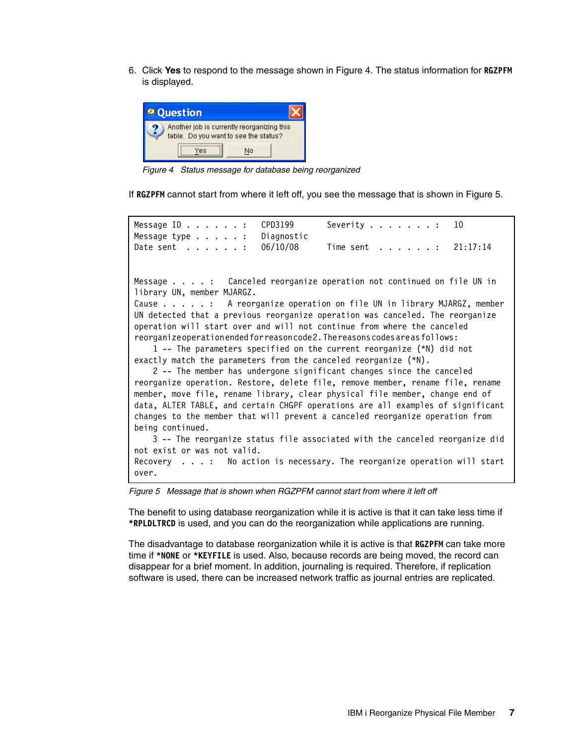6. Click **Yes** to respond to the message shown in Figure 4. The status information for **RGZPFM** is displayed.

*Figure 4 Status message for database being reorganized*

If **RGZPFM** cannot start from where it left off, you see the message that is shown in Figure 5.

```
Message ID . . . . . . :   CPD3199       Severity . . . . . . . :   10
Message type . . . . . :   Diagnostic
Date sent  . . . . . . :   06/10/08      Time sent  . . . . . . :   21:17:14


Message . . . . :   Canceled reorganize operation not continued on file UN in
library UN, member MJARGZ.
Cause . . . . . :   A reorganize operation on file UN in library MJARGZ, member
UN detected that a previous reorganize operation was canceled. The reorganize
operation will start over and will not continue from where the canceled
reorganize operation ended for reason code 2. The reasons codes are as follows:
    1 -- The parameters specified on the current reorganize (*N) did not
exactly match the parameters from the canceled reorganize (*N).
    2 -- The member has undergone significant changes since the canceled
reorganize operation. Restore, delete file, remove member, rename file, rename
member, move file, rename library, clear physical file member, change end of
data, ALTER TABLE, and certain CHGPF operations are all examples of significant
changes to the member that will prevent a canceled reorganize operation from
being continued.
    3 -- The reorganize status file associated with the canceled reorganize did
not exist or was not valid.
Recovery  . . . :   No action is necessary. The reorganize operation will start
over.
```

*Figure 5 Message that is shown when RGZPFM cannot start from where it left off*

The benefit to using database reorganization while it is active is that it can take less time if **\*RPLDLTRCD** is used, and you can do the reorganization while applications are running.

The disadvantage to database reorganization while it is active is that **RGZPFM** can take more time if **\*NONE** or **\*KEYFILE** is used. Also, because records are being moved, the record can disappear for a brief moment. In addition, journaling is required. Therefore, if replication software is used, there can be increased network traffic as journal entries are replicated.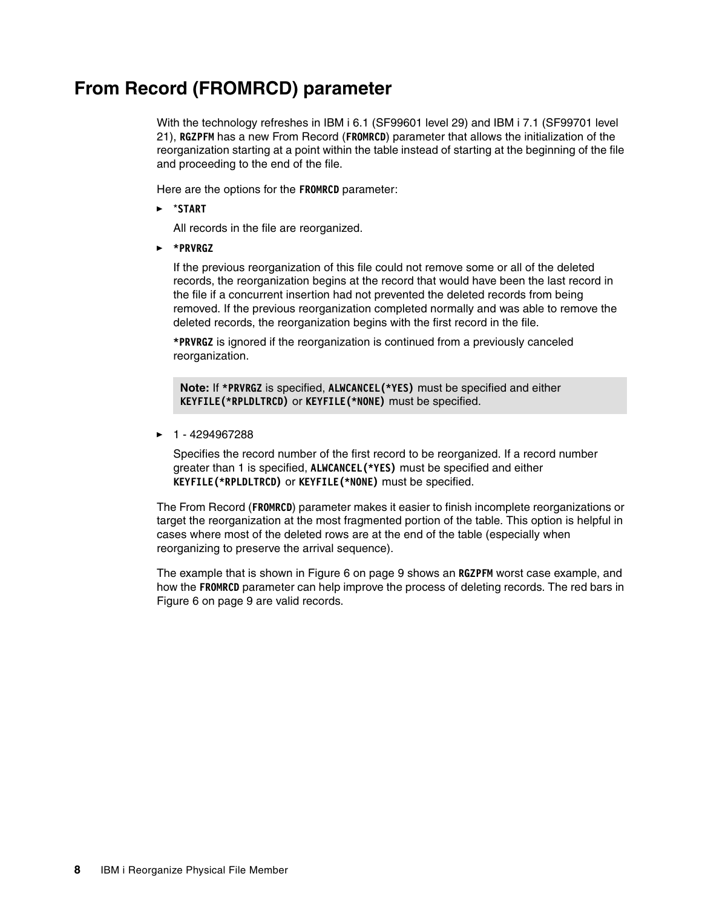# From Record (FROMRCD) parameter

With the technology refreshes in IBM i 6.1 (SF99601 level 29) and IBM i 7.1 (SF99701 level 21), **RGZPFM** has a new From Record (**FROMRCD**) parameter that allows the initialization of the reorganization starting at a point within the table instead of starting at the beginning of the file and proceeding to the end of the file.

Here are the options for the **FROMRCD** parameter:

- ***START**

  All records in the file are reorganized.

- ***PRVRGZ**

  If the previous reorganization of this file could not remove some or all of the deleted records, the reorganization begins at the record that would have been the last record in the file if a concurrent insertion had not prevented the deleted records from being removed. If the previous reorganization completed normally and was able to remove the deleted records, the reorganization begins with the first record in the file.

  ***PRVRGZ** is ignored if the reorganization is continued from a previously canceled reorganization.

  > **Note:** If ***PRVRGZ** is specified, **ALWCANCEL(*YES)** must be specified and either **KEYFILE(*RPLDLTRCD)** or **KEYFILE(*NONE)** must be specified.

- 1 - 4294967288

  Specifies the record number of the first record to be reorganized. If a record number greater than 1 is specified, **ALWCANCEL(*YES)** must be specified and either **KEYFILE(*RPLDLTRCD)** or **KEYFILE(*NONE)** must be specified.

The From Record (**FROMRCD**) parameter makes it easier to finish incomplete reorganizations or target the reorganization at the most fragmented portion of the table. This option is helpful in cases where most of the deleted rows are at the end of the table (especially when reorganizing to preserve the arrival sequence).

The example that is shown in Figure 6 on page 9 shows an **RGZPFM** worst case example, and how the **FROMRCD** parameter can help improve the process of deleting records. The red bars in Figure 6 on page 9 are valid records.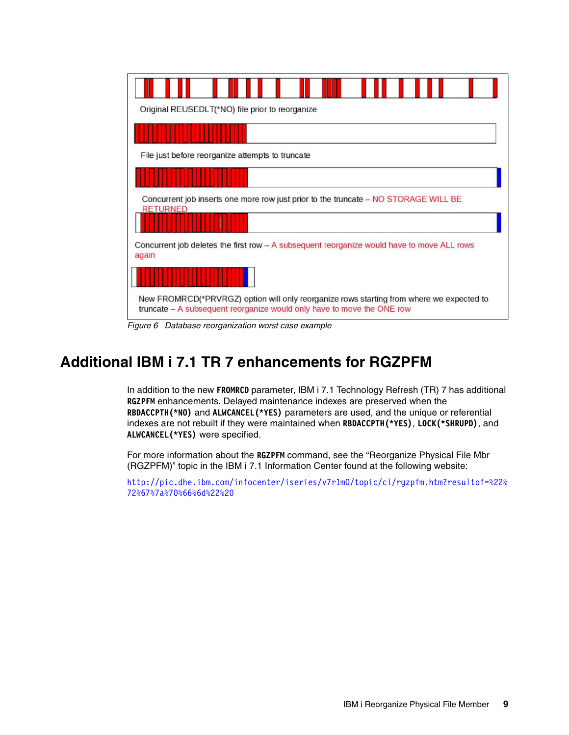Original REUSEDLT(*NO) file prior to reorganize

File just before reorganize attempts to truncate

Concurrent job inserts one more row just prior to the truncate – NO STORAGE WILL BE RETURNED

Concurrent job deletes the first row – A subsequent reorganize would have to move ALL rows again

New FROMRCD(*PRVRGZ) option will only reorganize rows starting from where we expected to truncate – A subsequent reorganize would only have to move the ONE row

*Figure 6 Database reorganization worst case example*

## Additional IBM i 7.1 TR 7 enhancements for RGZPFM

In addition to the new **FROMRCD** parameter, IBM i 7.1 Technology Refresh (TR) 7 has additional **RGZPFM** enhancements. Delayed maintenance indexes are preserved when the **RBDACCPTH(*NO)** and **ALWCANCEL(*YES)** parameters are used, and the unique or referential indexes are not rebuilt if they were maintained when **RBDACCPTH(*YES)**, **LOCK(*SHRUPD)**, and **ALWCANCEL(*YES)** were specified.

For more information about the **RGZPFM** command, see the "Reorganize Physical File Mbr (RGZPFM)" topic in the IBM i 7.1 Information Center found at the following website:

http://pic.dhe.ibm.com/infocenter/iseries/v7r1m0/topic/cl/rgzpfm.htm?resultof=%22%72%67%7a%70%66%6d%22%20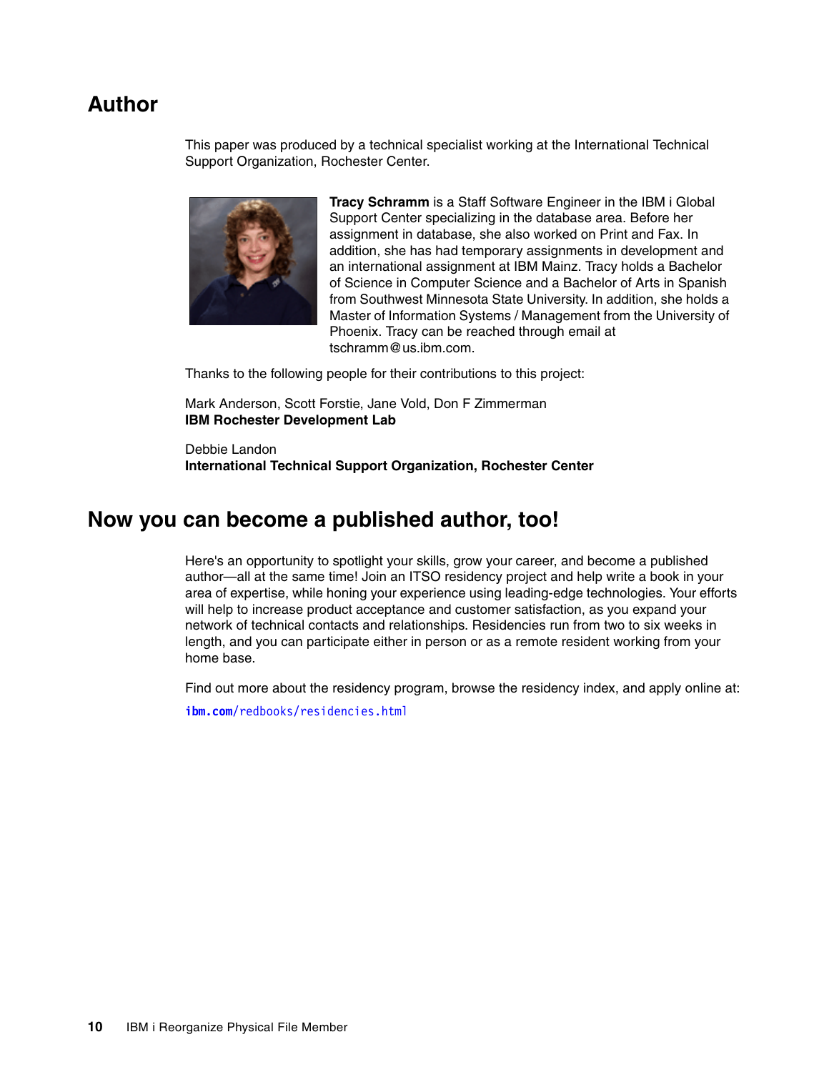# Author

This paper was produced by a technical specialist working at the International Technical Support Organization, Rochester Center.

**Tracy Schramm** is a Staff Software Engineer in the IBM i Global Support Center specializing in the database area. Before her assignment in database, she also worked on Print and Fax. In addition, she has had temporary assignments in development and an international assignment at IBM Mainz. Tracy holds a Bachelor of Science in Computer Science and a Bachelor of Arts in Spanish from Southwest Minnesota State University. In addition, she holds a Master of Information Systems / Management from the University of Phoenix. Tracy can be reached through email at tschramm@us.ibm.com.

Thanks to the following people for their contributions to this project:

Mark Anderson, Scott Forstie, Jane Vold, Don F Zimmerman
**IBM Rochester Development Lab**

Debbie Landon
**International Technical Support Organization, Rochester Center**

# Now you can become a published author, too!

Here's an opportunity to spotlight your skills, grow your career, and become a published author—all at the same time! Join an ITSO residency project and help write a book in your area of expertise, while honing your experience using leading-edge technologies. Your efforts will help to increase product acceptance and customer satisfaction, as you expand your network of technical contacts and relationships. Residencies run from two to six weeks in length, and you can participate either in person or as a remote resident working from your home base.

Find out more about the residency program, browse the residency index, and apply online at:

**ibm.com**/redbooks/residencies.html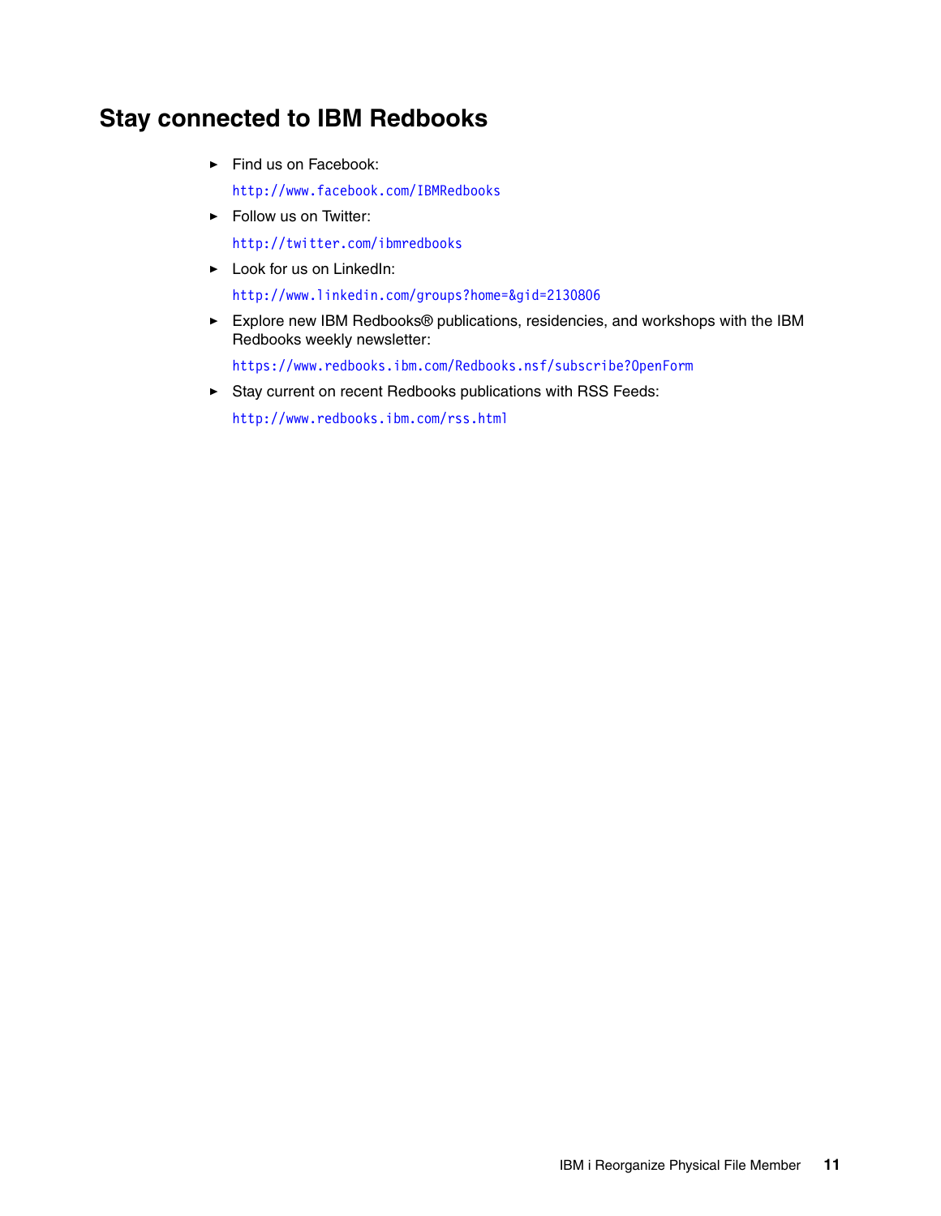# Stay connected to IBM Redbooks

- Find us on Facebook:

  http://www.facebook.com/IBMRedbooks

- Follow us on Twitter:

  http://twitter.com/ibmredbooks

- Look for us on LinkedIn:

  http://www.linkedin.com/groups?home=&gid=2130806

- Explore new IBM Redbooks® publications, residencies, and workshops with the IBM Redbooks weekly newsletter:

  https://www.redbooks.ibm.com/Redbooks.nsf/subscribe?OpenForm

- Stay current on recent Redbooks publications with RSS Feeds:

  http://www.redbooks.ibm.com/rss.html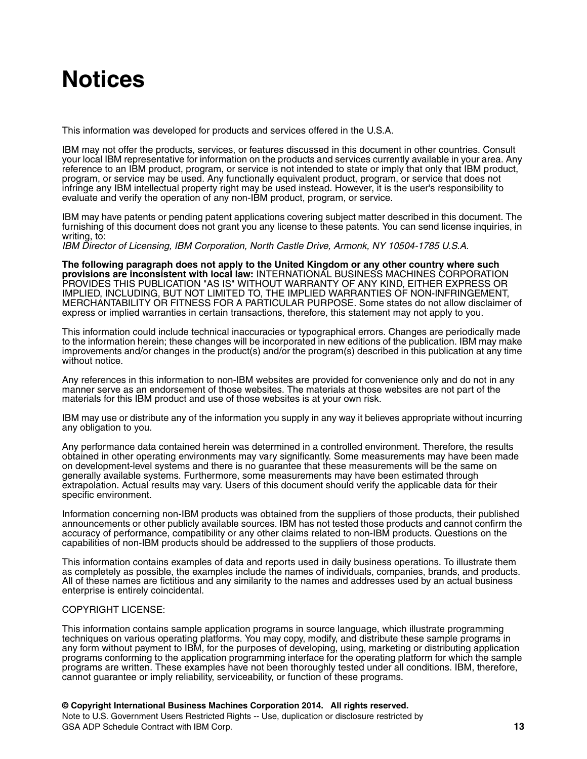# Notices

This information was developed for products and services offered in the U.S.A.

IBM may not offer the products, services, or features discussed in this document in other countries. Consult your local IBM representative for information on the products and services currently available in your area. Any reference to an IBM product, program, or service is not intended to state or imply that only that IBM product, program, or service may be used. Any functionally equivalent product, program, or service that does not infringe any IBM intellectual property right may be used instead. However, it is the user's responsibility to evaluate and verify the operation of any non-IBM product, program, or service.

IBM may have patents or pending patent applications covering subject matter described in this document. The furnishing of this document does not grant you any license to these patents. You can send license inquiries, in writing, to:
*IBM Director of Licensing, IBM Corporation, North Castle Drive, Armonk, NY 10504-1785 U.S.A.*

**The following paragraph does not apply to the United Kingdom or any other country where such provisions are inconsistent with local law:** INTERNATIONAL BUSINESS MACHINES CORPORATION PROVIDES THIS PUBLICATION "AS IS" WITHOUT WARRANTY OF ANY KIND, EITHER EXPRESS OR IMPLIED, INCLUDING, BUT NOT LIMITED TO, THE IMPLIED WARRANTIES OF NON-INFRINGEMENT, MERCHANTABILITY OR FITNESS FOR A PARTICULAR PURPOSE. Some states do not allow disclaimer of express or implied warranties in certain transactions, therefore, this statement may not apply to you.

This information could include technical inaccuracies or typographical errors. Changes are periodically made to the information herein; these changes will be incorporated in new editions of the publication. IBM may make improvements and/or changes in the product(s) and/or the program(s) described in this publication at any time without notice.

Any references in this information to non-IBM websites are provided for convenience only and do not in any manner serve as an endorsement of those websites. The materials at those websites are not part of the materials for this IBM product and use of those websites is at your own risk.

IBM may use or distribute any of the information you supply in any way it believes appropriate without incurring any obligation to you.

Any performance data contained herein was determined in a controlled environment. Therefore, the results obtained in other operating environments may vary significantly. Some measurements may have been made on development-level systems and there is no guarantee that these measurements will be the same on generally available systems. Furthermore, some measurements may have been estimated through extrapolation. Actual results may vary. Users of this document should verify the applicable data for their specific environment.

Information concerning non-IBM products was obtained from the suppliers of those products, their published announcements or other publicly available sources. IBM has not tested those products and cannot confirm the accuracy of performance, compatibility or any other claims related to non-IBM products. Questions on the capabilities of non-IBM products should be addressed to the suppliers of those products.

This information contains examples of data and reports used in daily business operations. To illustrate them as completely as possible, the examples include the names of individuals, companies, brands, and products. All of these names are fictitious and any similarity to the names and addresses used by an actual business enterprise is entirely coincidental.

COPYRIGHT LICENSE:

This information contains sample application programs in source language, which illustrate programming techniques on various operating platforms. You may copy, modify, and distribute these sample programs in any form without payment to IBM, for the purposes of developing, using, marketing or distributing application programs conforming to the application programming interface for the operating platform for which the sample programs are written. These examples have not been thoroughly tested under all conditions. IBM, therefore, cannot guarantee or imply reliability, serviceability, or function of these programs.

**© Copyright International Business Machines Corporation 2014. All rights reserved.**
Note to U.S. Government Users Restricted Rights -- Use, duplication or disclosure restricted by GSA ADP Schedule Contract with IBM Corp.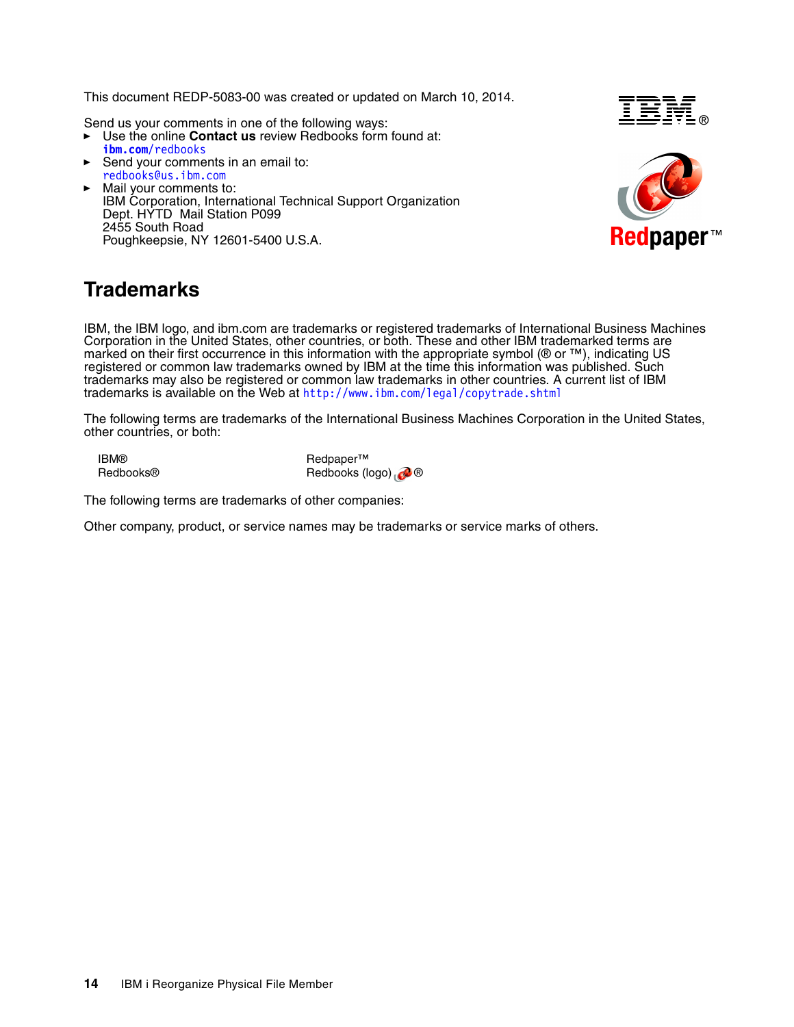This document REDP-5083-00 was created or updated on March 10, 2014.

Send us your comments in one of the following ways:

- Use the online **Contact us** review Redbooks form found at:
  **ibm.com**/redbooks
- Send your comments in an email to:
  redbooks@us.ibm.com
- Mail your comments to:
  IBM Corporation, International Technical Support Organization
  Dept. HYTD Mail Station P099
  2455 South Road
  Poughkeepsie, NY 12601-5400 U.S.A.

Redpaper™

# Trademarks

IBM, the IBM logo, and ibm.com are trademarks or registered trademarks of International Business Machines Corporation in the United States, other countries, or both. These and other IBM trademarked terms are marked on their first occurrence in this information with the appropriate symbol (® or ™), indicating US registered or common law trademarks owned by IBM at the time this information was published. Such trademarks may also be registered or common law trademarks in other countries. A current list of IBM trademarks is available on the Web at http://www.ibm.com/legal/copytrade.shtml

The following terms are trademarks of the International Business Machines Corporation in the United States, other countries, or both:

| | |
|---|---|
| IBM® | Redpaper™ |
| Redbooks® | Redbooks (logo) ® |

The following terms are trademarks of other companies:

Other company, product, or service names may be trademarks or service marks of others.